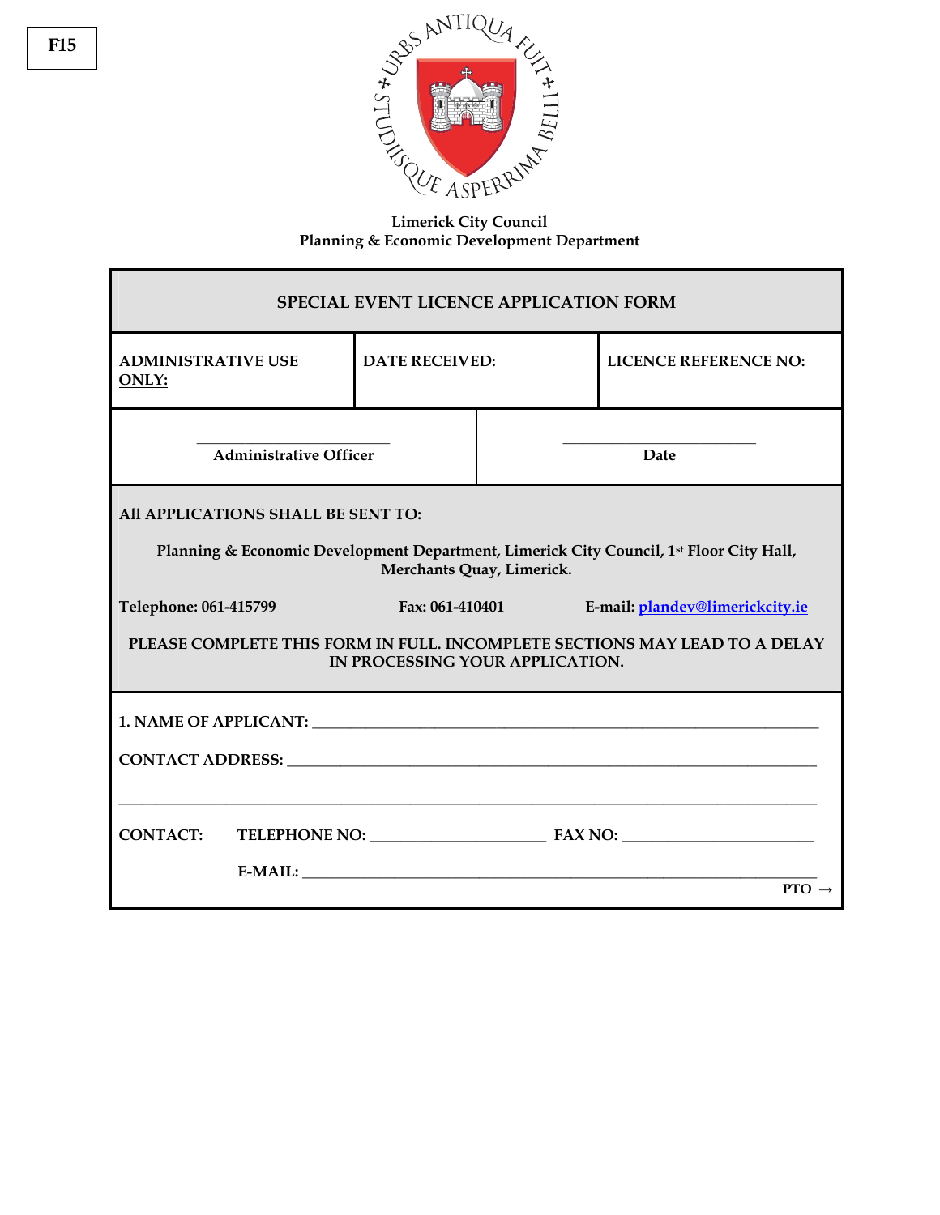F15

URBS ANTIQUA FUIT STUDIISQUE ASPERRIMA BELLI

**Limerick City Council**
**Planning & Economic Development Department**

## SPECIAL EVENT LICENCE APPLICATION FORM

| ADMINISTRATIVE USE ONLY: | DATE RECEIVED: | LICENCE REFERENCE NO: |
|---|---|---|
| | | |

| ______________________ Administrative Officer | ______________________ Date |
|---|---|

**All APPLICATIONS SHALL BE SENT TO:**

**Planning & Economic Development Department, Limerick City Council, 1st Floor City Hall, Merchants Quay, Limerick.**

**Telephone: 061-415799** **Fax: 061-410401** **E-mail: plandev@limerickcity.ie**

**PLEASE COMPLETE THIS FORM IN FULL. INCOMPLETE SECTIONS MAY LEAD TO A DELAY IN PROCESSING YOUR APPLICATION.**

**1. NAME OF APPLICANT:** ______________________________________________

**CONTACT ADDRESS:** ______________________________________________

______________________________________________

**CONTACT:** **TELEPHONE NO:** ____________________ **FAX NO:** ____________________

**E-MAIL:** ______________________________________________

**PTO →**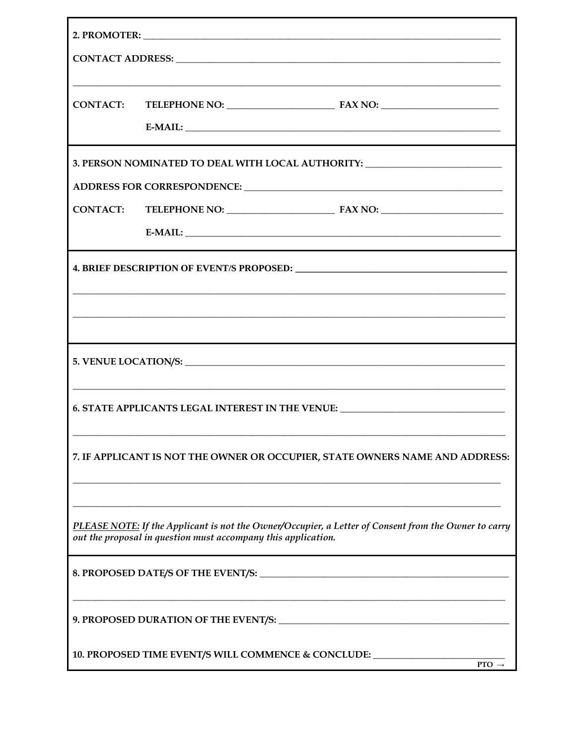**2. PROMOTER:** ______________________________________________________________________

**CONTACT ADDRESS:** ______________________________________________________________

______________________________________________________________________________

**CONTACT:** **TELEPHONE NO:** ____________________ **FAX NO:** ______________________

**E-MAIL:** ______________________________________________________________

**3. PERSON NOMINATED TO DEAL WITH LOCAL AUTHORITY:** __________________________

**ADDRESS FOR CORRESPONDENCE:** ____________________________________________________

**CONTACT:** **TELEPHONE NO:** ____________________ **FAX NO:** ______________________

**E-MAIL:** ______________________________________________________________

**4. BRIEF DESCRIPTION OF EVENT/S PROPOSED:** __________________________________________

______________________________________________________________________________

______________________________________________________________________________

**5. VENUE LOCATION/S:** ______________________________________________________________

______________________________________________________________________________

**6. STATE APPLICANTS LEGAL INTEREST IN THE VENUE:** ______________________________

______________________________________________________________________________

**7. IF APPLICANT IS NOT THE OWNER OR OCCUPIER, STATE OWNERS NAME AND ADDRESS:**

______________________________________________________________________________

______________________________________________________________________________

***PLEASE NOTE:*** *If the Applicant is not the Owner/Occupier, a Letter of Consent from the Owner to carry out the proposal in question must accompany this application.*

**8. PROPOSED DATE/S OF THE EVENT/S:** ______________________________________________

______________________________________________________________________________

**9. PROPOSED DURATION OF THE EVENT/S:** __________________________________________

**10. PROPOSED TIME EVENT/S WILL COMMENCE & CONCLUDE:** ________________________

**PTO →**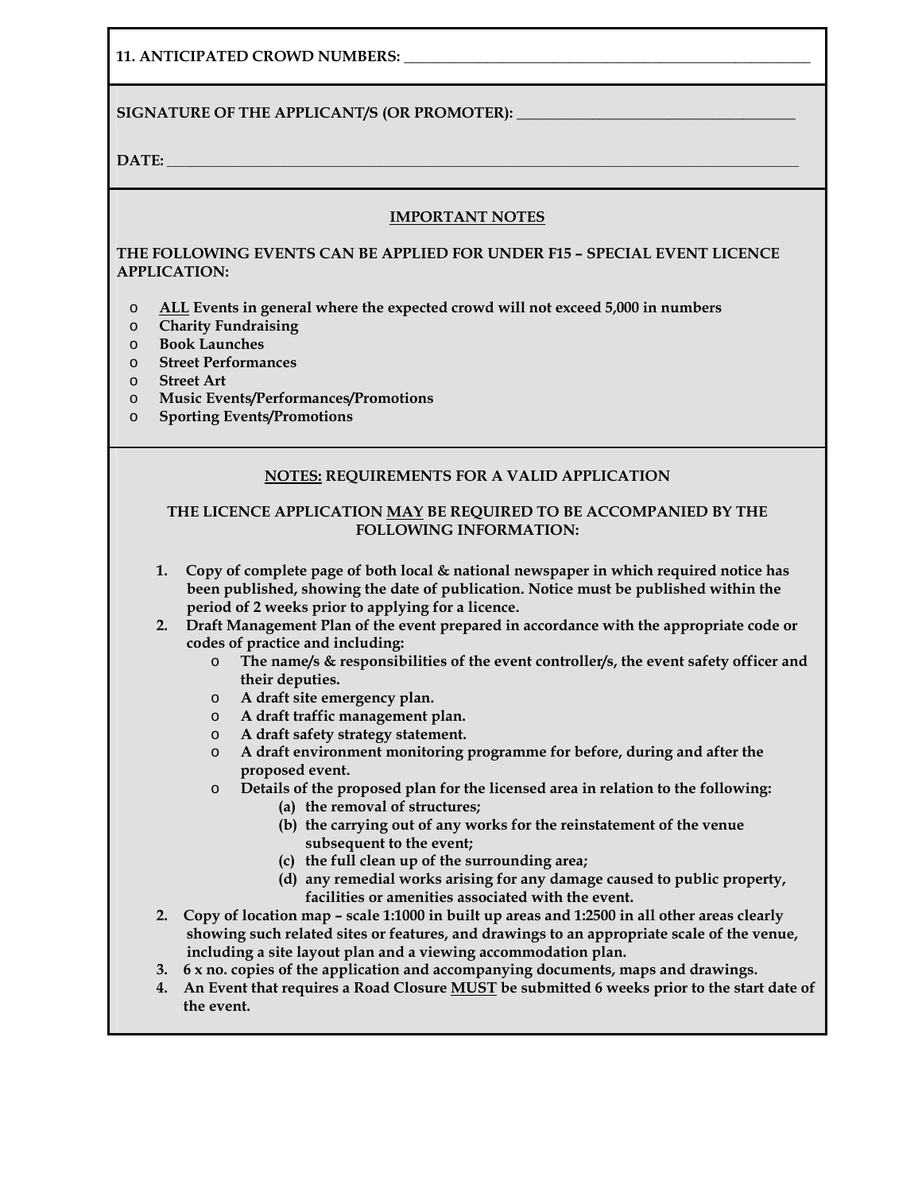**11. ANTICIPATED CROWD NUMBERS:** \_\_\_\_\_\_\_\_\_\_\_\_\_\_\_\_\_\_\_\_\_\_\_\_\_\_\_\_\_\_\_\_\_\_\_\_\_\_\_\_\_\_\_\_

**SIGNATURE OF THE APPLICANT/S (OR PROMOTER):** \_\_\_\_\_\_\_\_\_\_\_\_\_\_\_\_\_\_\_\_\_\_\_\_\_\_\_\_\_\_\_\_

**DATE:** \_\_\_\_\_\_\_\_\_\_\_\_\_\_\_\_\_\_\_\_\_\_\_\_\_\_\_\_\_\_\_\_\_\_\_\_\_\_\_\_\_\_\_\_\_\_\_\_\_\_\_\_\_\_\_\_\_\_\_\_\_\_\_\_\_\_\_\_\_\_

## IMPORTANT NOTES

**THE FOLLOWING EVENTS CAN BE APPLIED FOR UNDER F15 – SPECIAL EVENT LICENCE APPLICATION:**

- **ALL Events in general where the expected crowd will not exceed 5,000 in numbers**
- **Charity Fundraising**
- **Book Launches**
- **Street Performances**
- **Street Art**
- **Music Events/Performances/Promotions**
- **Sporting Events/Promotions**

## NOTES: REQUIREMENTS FOR A VALID APPLICATION

**THE LICENCE APPLICATION MAY BE REQUIRED TO BE ACCOMPANIED BY THE FOLLOWING INFORMATION:**

1. **Copy of complete page of both local & national newspaper in which required notice has been published, showing the date of publication. Notice must be published within the period of 2 weeks prior to applying for a licence.**
2. **Draft Management Plan of the event prepared in accordance with the appropriate code or codes of practice and including:**
   - **The name/s & responsibilities of the event controller/s, the event safety officer and their deputies.**
   - **A draft site emergency plan.**
   - **A draft traffic management plan.**
   - **A draft safety strategy statement.**
   - **A draft environment monitoring programme for before, during and after the proposed event.**
   - **Details of the proposed plan for the licensed area in relation to the following:**
     - **(a) the removal of structures;**
     - **(b) the carrying out of any works for the reinstatement of the venue subsequent to the event;**
     - **(c) the full clean up of the surrounding area;**
     - **(d) any remedial works arising for any damage caused to public property, facilities or amenities associated with the event.**

2\. **Copy of location map – scale 1:1000 in built up areas and 1:2500 in all other areas clearly showing such related sites or features, and drawings to an appropriate scale of the venue, including a site layout plan and a viewing accommodation plan.**

3\. **6 x no. copies of the application and accompanying documents, maps and drawings.**

4\. **An Event that requires a Road Closure MUST be submitted 6 weeks prior to the start date of the event.**